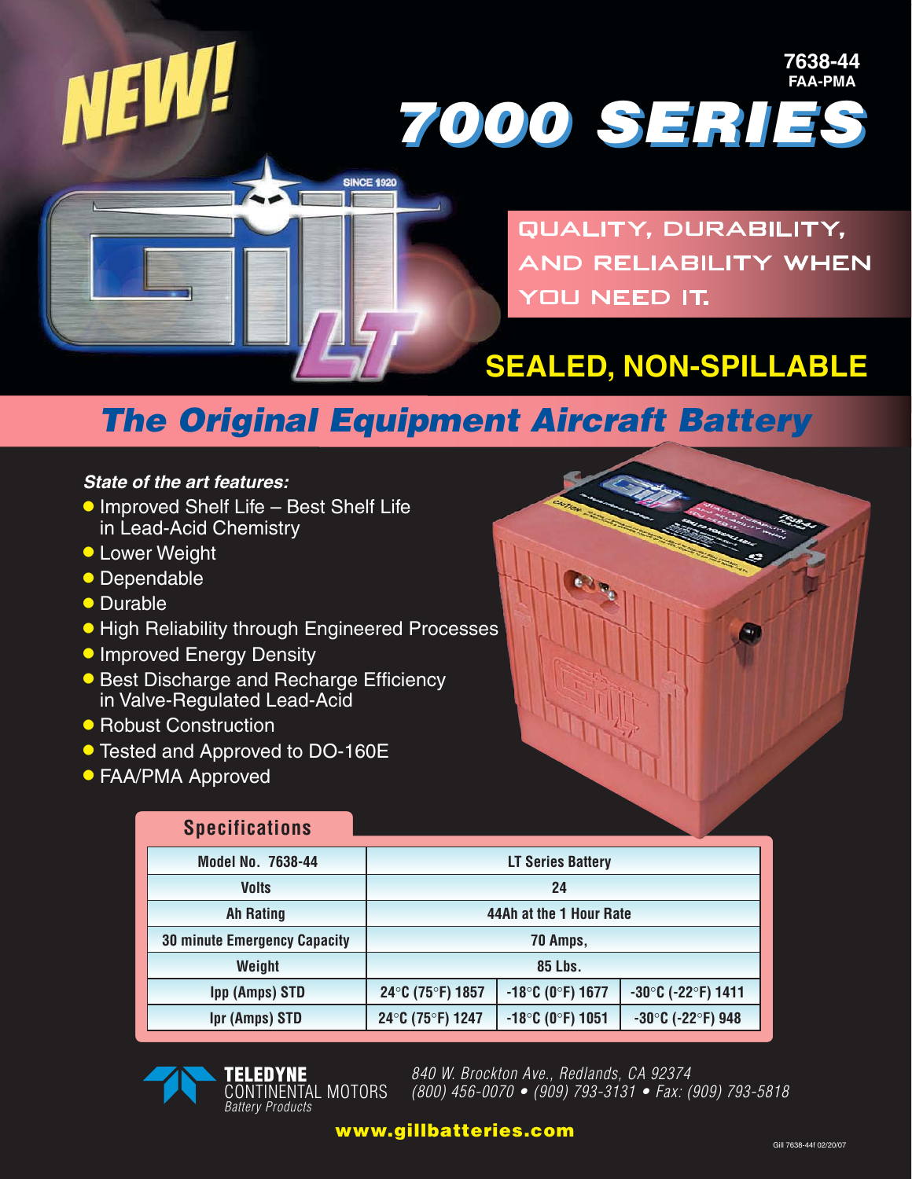NEW!

**7638-44**
**FAA-PMA**

# 7000 SERIES

QUALITY, DURABILITY, AND RELIABILITY WHEN YOU NEED IT.

## SEALED, NON-SPILLABLE

## *The Original Equipment Aircraft Battery*

***State of the art features:***

- Improved Shelf Life – Best Shelf Life in Lead-Acid Chemistry
- Lower Weight
- Dependable
- Durable
- High Reliability through Engineered Processes
- Improved Energy Density
- Best Discharge and Recharge Efficiency in Valve-Regulated Lead-Acid
- Robust Construction
- Tested and Approved to DO-160E
- FAA/PMA Approved

### Specifications

| Model No. 7638-44 | LT Series Battery | | |
|---|---|---|---|
| Volts | 24 | | |
| Ah Rating | 44Ah at the 1 Hour Rate | | |
| 30 minute Emergency Capacity | 70 Amps, | | |
| Weight | 85 Lbs. | | |
| Ipp (Amps) STD | 24°C (75°F) 1857 | -18°C (0°F) 1677 | -30°C (-22°F) 1411 |
| Ipr (Amps) STD | 24°C (75°F) 1247 | -18°C (0°F) 1051 | -30°C (-22°F) 948 |

**TELEDYNE**
CONTINENTAL MOTORS
*Battery Products*

*840 W. Brockton Ave., Redlands, CA 92374*
*(800) 456-0070 • (909) 793-3131 • Fax: (909) 793-5818*

**www.gillbatteries.com**

Gill 7638-44f 02/20/07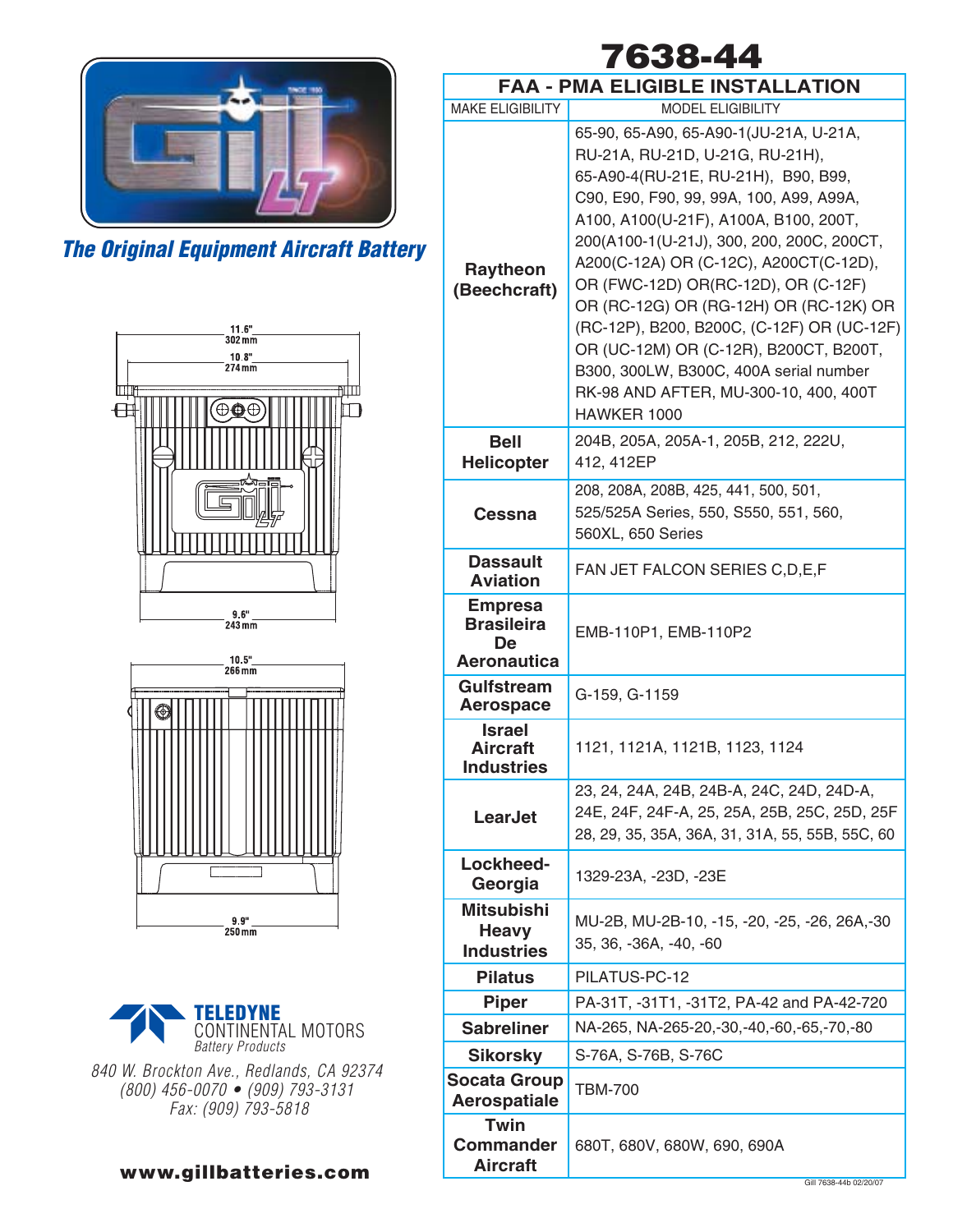# 7638-44

*The Original Equipment Aircraft Battery*

11.6"
302 mm

10.8"
274 mm

9.6"
243 mm

10.5"
266 mm

9.9"
250 mm

TELEDYNE
CONTINENTAL MOTORS
*Battery Products*

*840 W. Brockton Ave., Redlands, CA 92374*
*(800) 456-0070 • (909) 793-3131*
*Fax: (909) 793-5818*

**www.gillbatteries.com**

## FAA - PMA ELIGIBLE INSTALLATION

| MAKE ELIGIBILITY | MODEL ELIGIBILITY |
|---|---|
| **Raytheon (Beechcraft)** | 65-90, 65-A90, 65-A90-1(JU-21A, U-21A, RU-21A, RU-21D, U-21G, RU-21H), 65-A90-4(RU-21E, RU-21H), B90, B99, C90, E90, F90, 99, 99A, 100, A99, A99A, A100, A100(U-21F), A100A, B100, 200T, 200(A100-1(U-21J), 300, 200, 200C, 200CT, A200(C-12A) OR (C-12C), A200CT(C-12D), OR (FWC-12D) OR(RC-12D), OR (C-12F) OR (RC-12G) OR (RG-12H) OR (RC-12K) OR (RC-12P), B200, B200C, (C-12F) OR (UC-12F) OR (UC-12M) OR (C-12R), B200CT, B200T, B300, 300LW, B300C, 400A serial number RK-98 AND AFTER, MU-300-10, 400, 400T HAWKER 1000 |
| **Bell Helicopter** | 204B, 205A, 205A-1, 205B, 212, 222U, 412, 412EP |
| **Cessna** | 208, 208A, 208B, 425, 441, 500, 501, 525/525A Series, 550, S550, 551, 560, 560XL, 650 Series |
| **Dassault Aviation** | FAN JET FALCON SERIES C,D,E,F |
| **Empresa Brasileira De Aeronautica** | EMB-110P1, EMB-110P2 |
| **Gulfstream Aerospace** | G-159, G-1159 |
| **Israel Aircraft Industries** | 1121, 1121A, 1121B, 1123, 1124 |
| **LearJet** | 23, 24, 24A, 24B, 24B-A, 24C, 24D, 24D-A, 24E, 24F, 24F-A, 25, 25A, 25B, 25C, 25D, 25F 28, 29, 35, 35A, 36A, 31, 31A, 55, 55B, 55C, 60 |
| **Lockheed-Georgia** | 1329-23A, -23D, -23E |
| **Mitsubishi Heavy Industries** | MU-2B, MU-2B-10, -15, -20, -25, -26, 26A,-30 35, 36, -36A, -40, -60 |
| **Pilatus** | PILATUS-PC-12 |
| **Piper** | PA-31T, -31T1, -31T2, PA-42 and PA-42-720 |
| **Sabreliner** | NA-265, NA-265-20,-30,-40,-60,-65,-70,-80 |
| **Sikorsky** | S-76A, S-76B, S-76C |
| **Socata Group Aerospatiale** | TBM-700 |
| **Twin Commander Aircraft** | 680T, 680V, 680W, 690, 690A |

Gill 7638-44b 02/20/07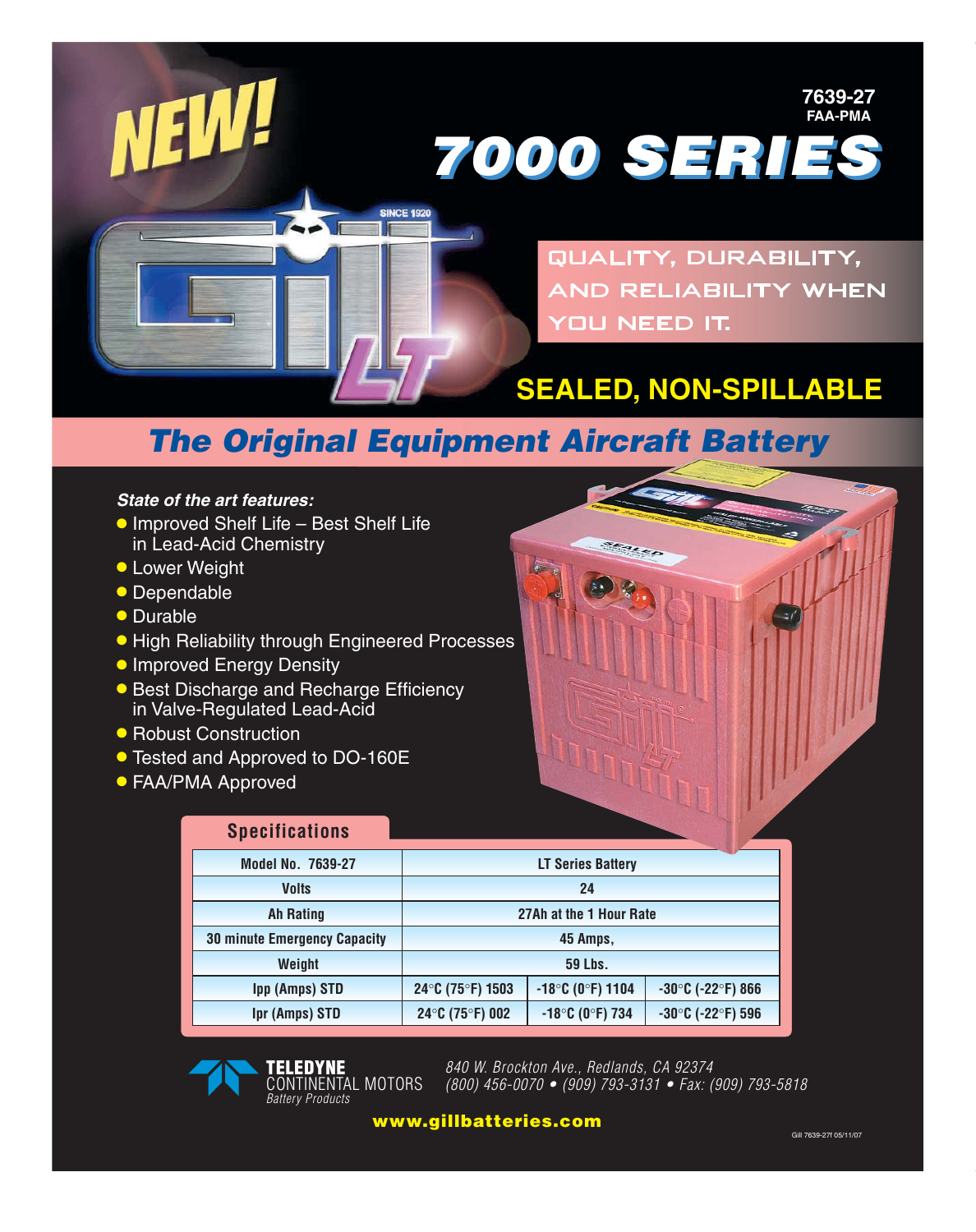# NEW!

7639-27
FAA-PMA

# 7000 SERIES

QUALITY, DURABILITY, AND RELIABILITY WHEN YOU NEED IT.

## SEALED, NON-SPILLABLE

## *The Original Equipment Aircraft Battery*

***State of the art features:***

- Improved Shelf Life – Best Shelf Life in Lead-Acid Chemistry
- Lower Weight
- Dependable
- Durable
- High Reliability through Engineered Processes
- Improved Energy Density
- Best Discharge and Recharge Efficiency in Valve-Regulated Lead-Acid
- Robust Construction
- Tested and Approved to DO-160E
- FAA/PMA Approved

### Specifications

| Model No. 7639-27 | LT Series Battery | | |
|---|---|---|---|
| Volts | 24 | | |
| Ah Rating | 27Ah at the 1 Hour Rate | | |
| 30 minute Emergency Capacity | 45 Amps, | | |
| Weight | 59 Lbs. | | |
| Ipp (Amps) STD | 24°C (75°F) 1503 | -18°C (0°F) 1104 | -30°C (-22°F) 866 |
| Ipr (Amps) STD | 24°C (75°F) 002 | -18°C (0°F) 734 | -30°C (-22°F) 596 |

**TELEDYNE**
CONTINENTAL MOTORS
*Battery Products*

*840 W. Brockton Ave., Redlands, CA 92374*
*(800) 456-0070 • (909) 793-3131 • Fax: (909) 793-5818*

**www.gillbatteries.com**

Gill 7639-27f 05/11/07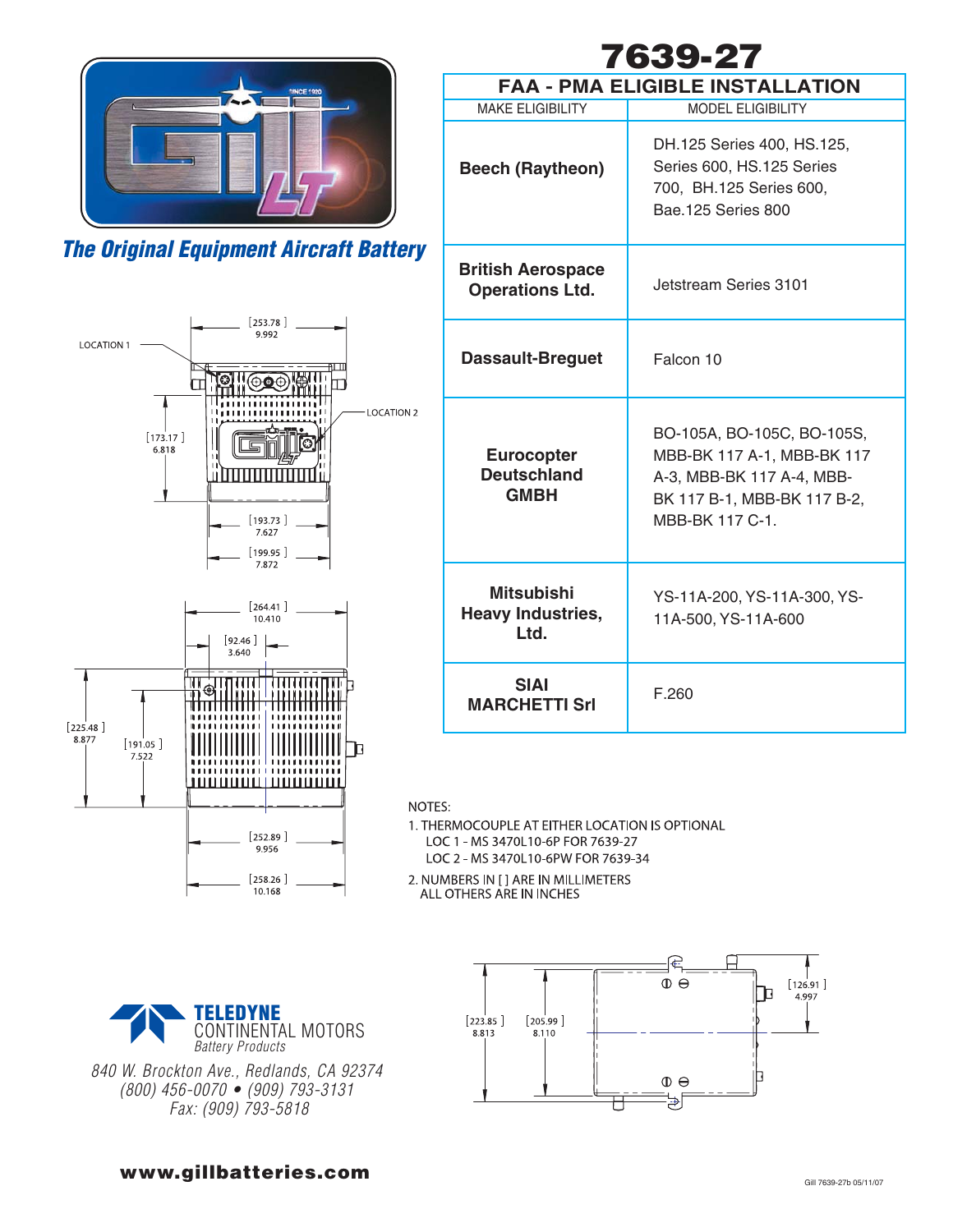# 7639-27

*The Original Equipment Aircraft Battery*

| FAA - PMA ELIGIBLE INSTALLATION | |
|---|---|
| MAKE ELIGIBILITY | MODEL ELIGIBILITY |
| **Beech (Raytheon)** | DH.125 Series 400, HS.125, Series 600, HS.125 Series 700, BH.125 Series 600, Bae.125 Series 800 |
| **British Aerospace Operations Ltd.** | Jetstream Series 3101 |
| **Dassault-Breguet** | Falcon 10 |
| **Eurocopter Deutschland GMBH** | BO-105A, BO-105C, BO-105S, MBB-BK 117 A-1, MBB-BK 117 A-3, MBB-BK 117 A-4, MBB-BK 117 B-1, MBB-BK 117 B-2, MBB-BK 117 C-1. |
| **Mitsubishi Heavy Industries, Ltd.** | YS-11A-200, YS-11A-300, YS-11A-500, YS-11A-600 |
| **SIAI MARCHETTI Srl** | F.260 |

LOCATION 1

LOCATION 2

[253.78] 9.992

[173.17] 6.818

[193.73] 7.627

[199.95] 7.872

[264.41] 10.410

[92.46] 3.640

[225.48] 8.877

[191.05] 7.522

[252.89] 9.956

[258.26] 10.168

[223.85] 8.813

[205.99] 8.110

[126.91] 4.997

NOTES:

1. THERMOCOUPLE AT EITHER LOCATION IS OPTIONAL
   LOC 1 - MS 3470L10-6P FOR 7639-27
   LOC 2 - MS 3470L10-6PW FOR 7639-34
2. NUMBERS IN [ ] ARE IN MILLIMETERS
   ALL OTHERS ARE IN INCHES

**TELEDYNE**
CONTINENTAL MOTORS
*Battery Products*

*840 W. Brockton Ave., Redlands, CA 92374*
*(800) 456-0070 • (909) 793-3131*
*Fax: (909) 793-5818*

**www.gillbatteries.com**

Gill 7639-27b 05/11/07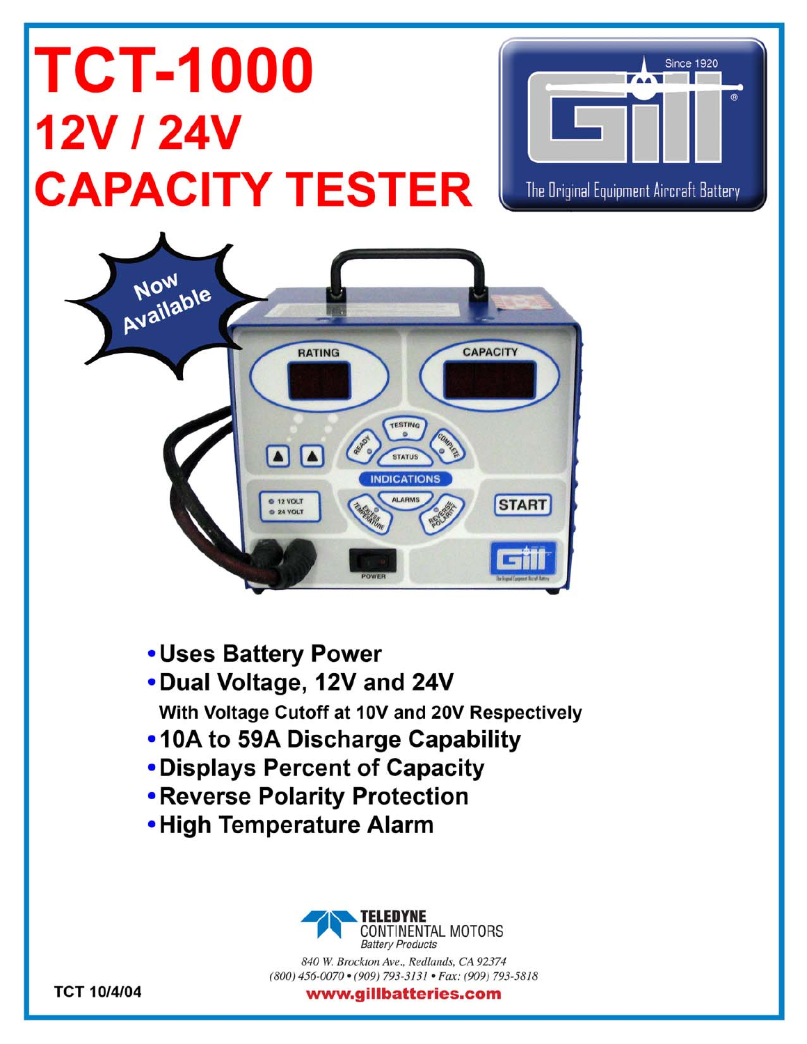# TCT-1000

## 12V / 24V

## CAPACITY TESTER

Since 1920

Gill

The Original Equipment Aircraft Battery

Now Available

- **Uses Battery Power**
- **Dual Voltage, 12V and 24V**
  **With Voltage Cutoff at 10V and 20V Respectively**
- **10A to 59A Discharge Capability**
- **Displays Percent of Capacity**
- **Reverse Polarity Protection**
- **High Temperature Alarm**

TELEDYNE CONTINENTAL MOTORS
*Battery Products*

*840 W. Brockton Ave., Redlands, CA 92374*
*(800) 456-0070 • (909) 793-3131 • Fax: (909) 793-5818*
**www.gillbatteries.com**

TCT 10/4/04